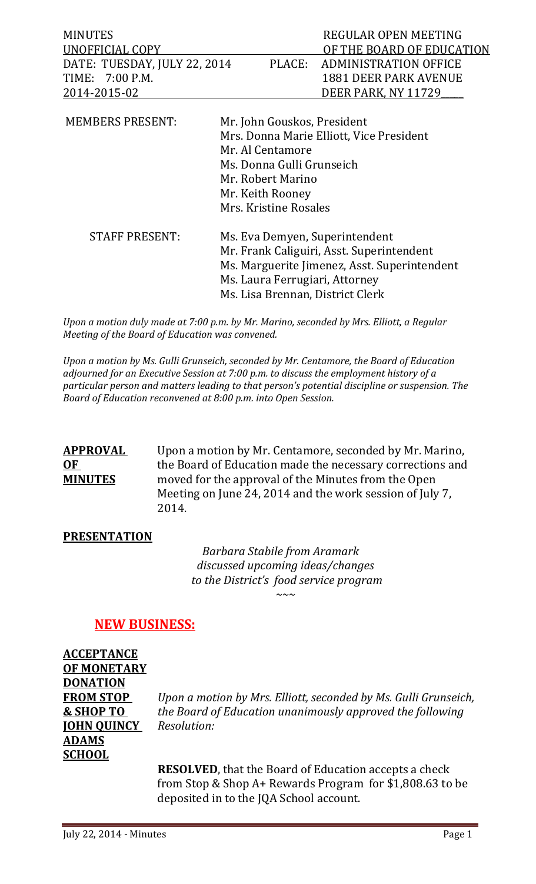| MINUTES | REGULAR OPEN MEETING |
|---|---|
| UNOFFICIAL COPY | OF THE BOARD OF EDUCATION |
| DATE: TUESDAY, JULY 22, 2014 | PLACE: ADMINISTRATION OFFICE |
| TIME: 7:00 P.M. | 1881 DEER PARK AVENUE |
| 2014-2015-02 | DEER PARK, NY 11729 |

MEMBERS PRESENT:
- Mr. John Gouskos, President
- Mrs. Donna Marie Elliott, Vice President
- Mr. Al Centamore
- Ms. Donna Gulli Grunseich
- Mr. Robert Marino
- Mr. Keith Rooney
- Mrs. Kristine Rosales

STAFF PRESENT:
- Ms. Eva Demyen, Superintendent
- Mr. Frank Caliguiri, Asst. Superintendent
- Ms. Marguerite Jimenez, Asst. Superintendent
- Ms. Laura Ferrugiari, Attorney
- Ms. Lisa Brennan, District Clerk

*Upon a motion duly made at 7:00 p.m. by Mr. Marino, seconded by Mrs. Elliott, a Regular Meeting of the Board of Education was convened.*

*Upon a motion by Ms. Gulli Grunseich, seconded by Mr. Centamore, the Board of Education adjourned for an Executive Session at 7:00 p.m. to discuss the employment history of a particular person and matters leading to that person's potential discipline or suspension. The Board of Education reconvened at 8:00 p.m. into Open Session.*

**APPROVAL OF MINUTES**

Upon a motion by Mr. Centamore, seconded by Mr. Marino, the Board of Education made the necessary corrections and moved for the approval of the Minutes from the Open Meeting on June 24, 2014 and the work session of July 7, 2014.

**PRESENTATION**

*Barbara Stabile from Aramark discussed upcoming ideas/changes to the District's food service program*

~~~

## NEW BUSINESS:

**ACCEPTANCE OF MONETARY DONATION FROM STOP & SHOP TO JOHN QUINCY ADAMS SCHOOL**

*Upon a motion by Mrs. Elliott, seconded by Ms. Gulli Grunseich, the Board of Education unanimously approved the following Resolution:*

**RESOLVED**, that the Board of Education accepts a check from Stop & Shop A+ Rewards Program for $1,808.63 to be deposited in to the JQA School account.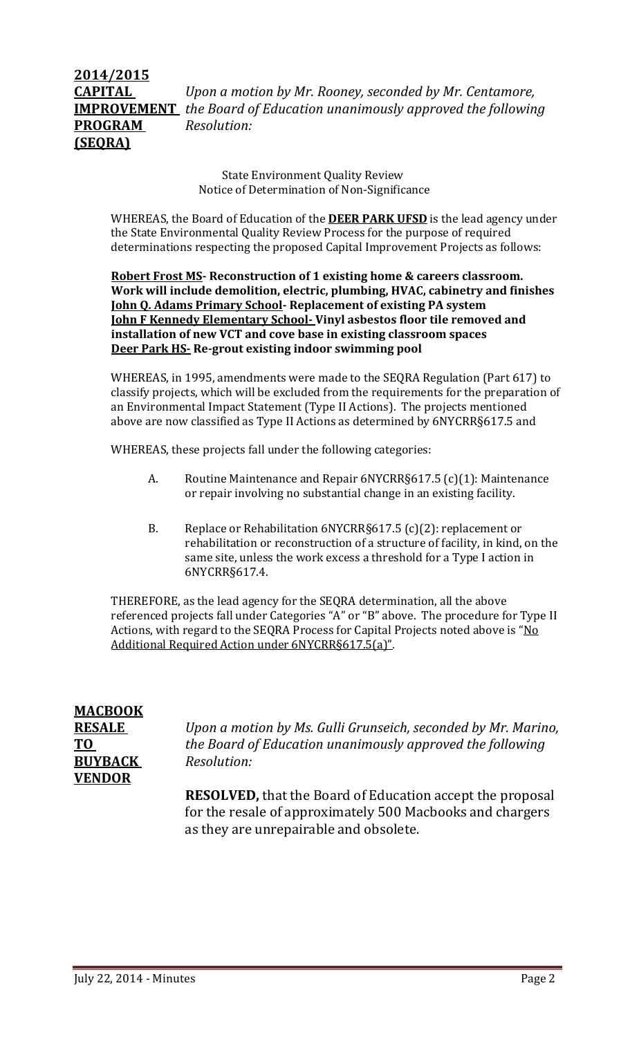**2014/2015 CAPITAL IMPROVEMENT PROGRAM (SEQRA)**

*Upon a motion by Mr. Rooney, seconded by Mr. Centamore, the Board of Education unanimously approved the following Resolution:*

State Environment Quality Review
Notice of Determination of Non-Significance

WHEREAS, the Board of Education of the **DEER PARK UFSD** is the lead agency under the State Environmental Quality Review Process for the purpose of required determinations respecting the proposed Capital Improvement Projects as follows:

**Robert Frost MS- Reconstruction of 1 existing home & careers classroom. Work will include demolition, electric, plumbing, HVAC, cabinetry and finishes**
**John Q. Adams Primary School- Replacement of existing PA system**
**John F Kennedy Elementary School- Vinyl asbestos floor tile removed and installation of new VCT and cove base in existing classroom spaces**
**Deer Park HS- Re-grout existing indoor swimming pool**

WHEREAS, in 1995, amendments were made to the SEQRA Regulation (Part 617) to classify projects, which will be excluded from the requirements for the preparation of an Environmental Impact Statement (Type II Actions). The projects mentioned above are now classified as Type II Actions as determined by 6NYCRR§617.5 and

WHEREAS, these projects fall under the following categories:

A. Routine Maintenance and Repair 6NYCRR§617.5 (c)(1): Maintenance or repair involving no substantial change in an existing facility.

B. Replace or Rehabilitation 6NYCRR§617.5 (c)(2): replacement or rehabilitation or reconstruction of a structure of facility, in kind, on the same site, unless the work excess a threshold for a Type I action in 6NYCRR§617.4.

THEREFORE, as the lead agency for the SEQRA determination, all the above referenced projects fall under Categories "A" or "B" above. The procedure for Type II Actions, with regard to the SEQRA Process for Capital Projects noted above is "No Additional Required Action under 6NYCRR§617.5(a)".

**MACBOOK RESALE TO BUYBACK VENDOR**

*Upon a motion by Ms. Gulli Grunseich, seconded by Mr. Marino, the Board of Education unanimously approved the following Resolution:*

**RESOLVED,** that the Board of Education accept the proposal for the resale of approximately 500 Macbooks and chargers as they are unrepairable and obsolete.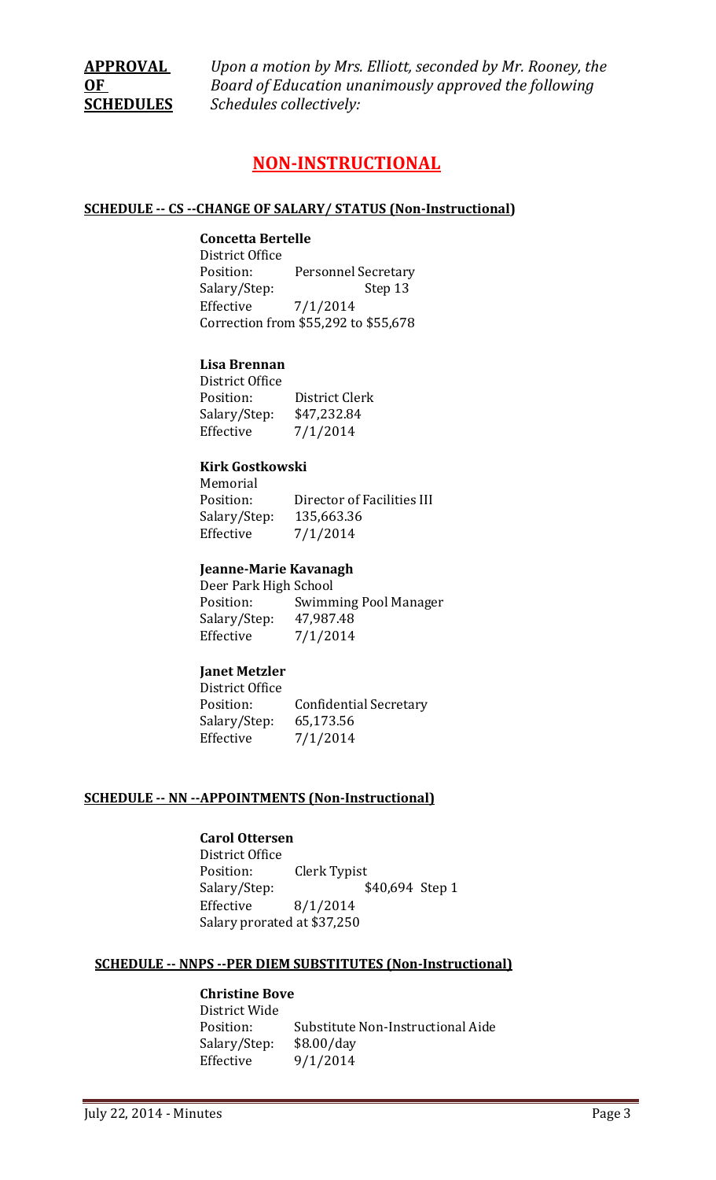**APPROVAL OF SCHEDULES** *Upon a motion by Mrs. Elliott, seconded by Mr. Rooney, the Board of Education unanimously approved the following Schedules collectively:*

# NON-INSTRUCTIONAL

## SCHEDULE -- CS --CHANGE OF SALARY/ STATUS (Non-Instructional)

**Concetta Bertelle**
District Office
Position: Personnel Secretary
Salary/Step: Step 13
Effective 7/1/2014
Correction from $55,292 to $55,678

**Lisa Brennan**
District Office
Position: District Clerk
Salary/Step: $47,232.84
Effective 7/1/2014

**Kirk Gostkowski**
Memorial
Position: Director of Facilities III
Salary/Step: 135,663.36
Effective 7/1/2014

**Jeanne-Marie Kavanagh**
Deer Park High School
Position: Swimming Pool Manager
Salary/Step: 47,987.48
Effective 7/1/2014

**Janet Metzler**
District Office
Position: Confidential Secretary
Salary/Step: 65,173.56
Effective 7/1/2014

## SCHEDULE -- NN --APPOINTMENTS (Non-Instructional)

**Carol Ottersen**
District Office
Position: Clerk Typist
Salary/Step: $40,694 Step 1
Effective 8/1/2014
Salary prorated at $37,250

## SCHEDULE -- NNPS --PER DIEM SUBSTITUTES (Non-Instructional)

**Christine Bove**
District Wide
Position: Substitute Non-Instructional Aide
Salary/Step: $8.00/day
Effective 9/1/2014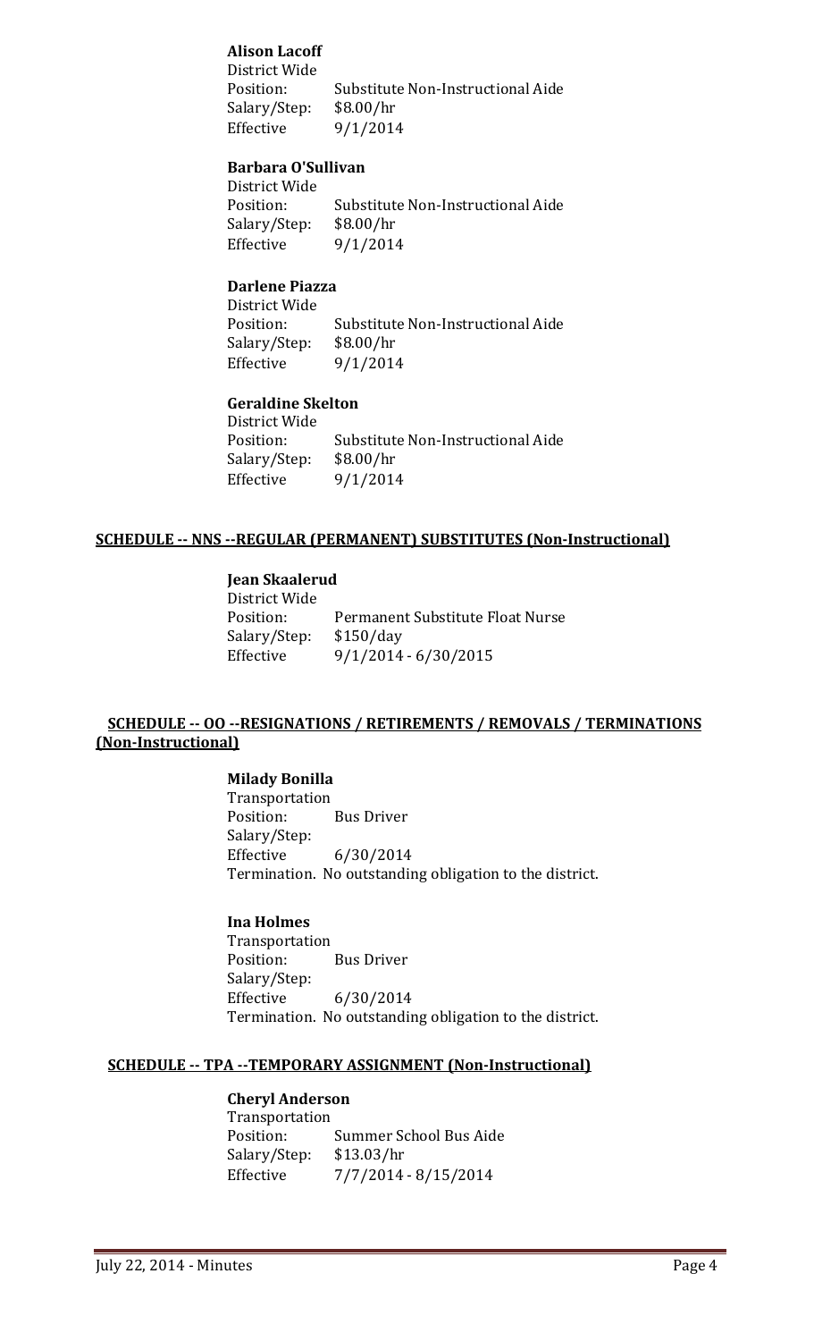**Alison Lacoff**
District Wide
Position: Substitute Non-Instructional Aide
Salary/Step: $8.00/hr
Effective 9/1/2014

**Barbara O'Sullivan**
District Wide
Position: Substitute Non-Instructional Aide
Salary/Step: $8.00/hr
Effective 9/1/2014

**Darlene Piazza**
District Wide
Position: Substitute Non-Instructional Aide
Salary/Step: $8.00/hr
Effective 9/1/2014

**Geraldine Skelton**
District Wide
Position: Substitute Non-Instructional Aide
Salary/Step: $8.00/hr
Effective 9/1/2014

**SCHEDULE -- NNS --REGULAR (PERMANENT) SUBSTITUTES (Non-Instructional)**

**Jean Skaalerud**
District Wide
Position: Permanent Substitute Float Nurse
Salary/Step: $150/day
Effective 9/1/2014 - 6/30/2015

**SCHEDULE -- OO --RESIGNATIONS / RETIREMENTS / REMOVALS / TERMINATIONS (Non-Instructional)**

**Milady Bonilla**
Transportation
Position: Bus Driver
Salary/Step:
Effective 6/30/2014
Termination. No outstanding obligation to the district.

**Ina Holmes**
Transportation
Position: Bus Driver
Salary/Step:
Effective 6/30/2014
Termination. No outstanding obligation to the district.

**SCHEDULE -- TPA --TEMPORARY ASSIGNMENT (Non-Instructional)**

**Cheryl Anderson**
Transportation
Position: Summer School Bus Aide
Salary/Step: $13.03/hr
Effective 7/7/2014 - 8/15/2014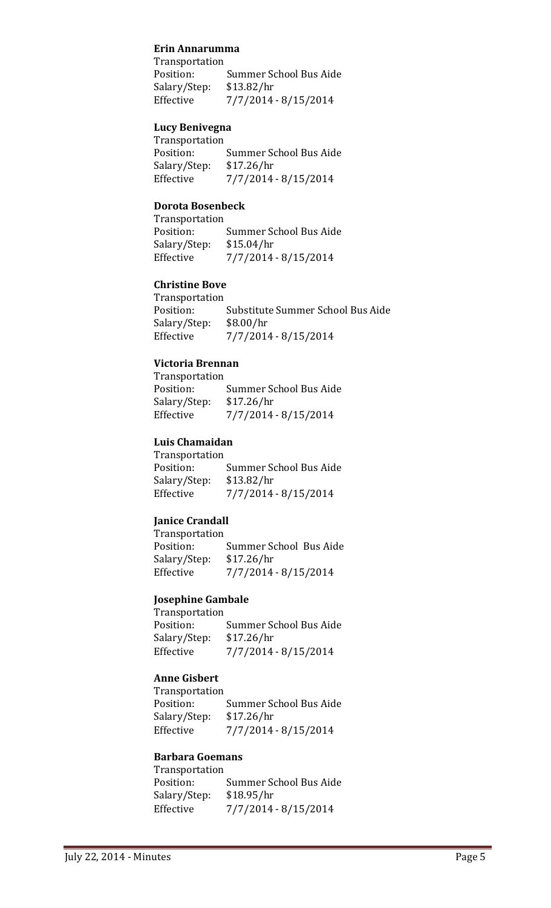**Erin Annarumma**

Transportation
Position: Summer School Bus Aide
Salary/Step: $13.82/hr
Effective 7/7/2014 - 8/15/2014

**Lucy Benivegna**

Transportation
Position: Summer School Bus Aide
Salary/Step: $17.26/hr
Effective 7/7/2014 - 8/15/2014

**Dorota Bosenbeck**

Transportation
Position: Summer School Bus Aide
Salary/Step: $15.04/hr
Effective 7/7/2014 - 8/15/2014

**Christine Bove**

Transportation
Position: Substitute Summer School Bus Aide
Salary/Step: $8.00/hr
Effective 7/7/2014 - 8/15/2014

**Victoria Brennan**

Transportation
Position: Summer School Bus Aide
Salary/Step: $17.26/hr
Effective 7/7/2014 - 8/15/2014

**Luis Chamaidan**

Transportation
Position: Summer School Bus Aide
Salary/Step: $13.82/hr
Effective 7/7/2014 - 8/15/2014

**Janice Crandall**

Transportation
Position: Summer School Bus Aide
Salary/Step: $17.26/hr
Effective 7/7/2014 - 8/15/2014

**Josephine Gambale**

Transportation
Position: Summer School Bus Aide
Salary/Step: $17.26/hr
Effective 7/7/2014 - 8/15/2014

**Anne Gisbert**

Transportation
Position: Summer School Bus Aide
Salary/Step: $17.26/hr
Effective 7/7/2014 - 8/15/2014

**Barbara Goemans**

Transportation
Position: Summer School Bus Aide
Salary/Step: $18.95/hr
Effective 7/7/2014 - 8/15/2014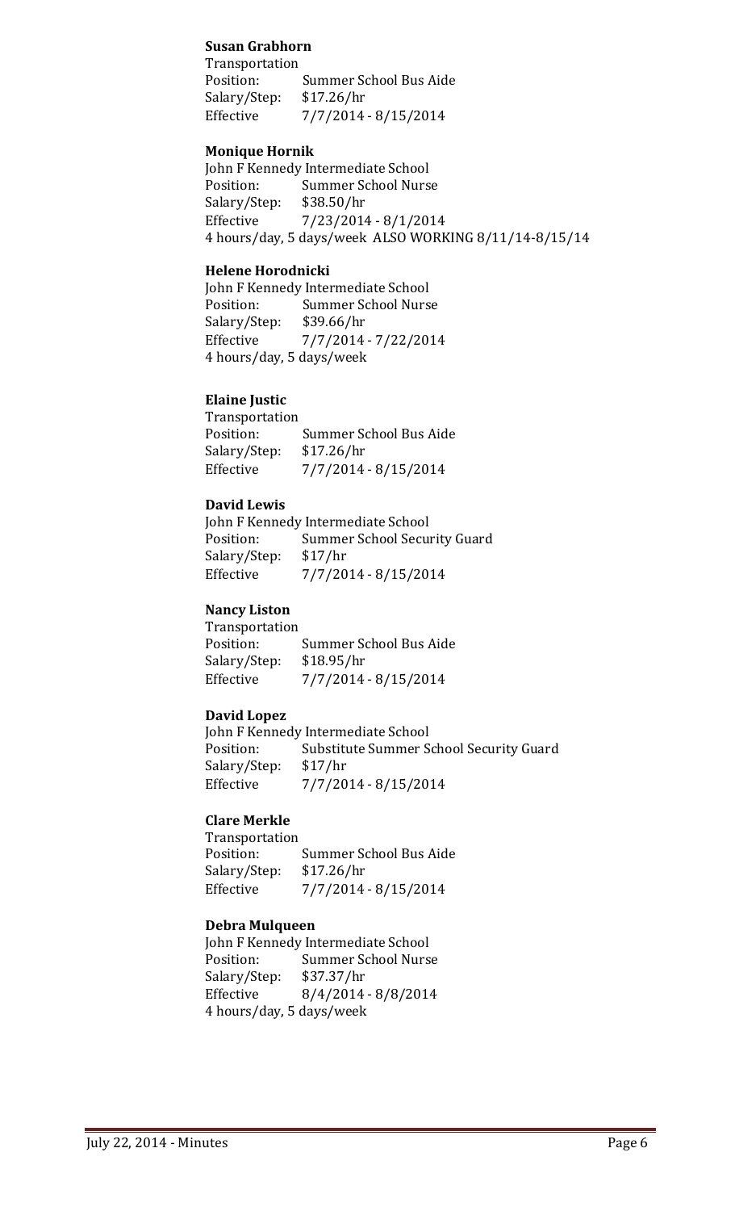**Susan Grabhorn**

Transportation
Position: Summer School Bus Aide
Salary/Step: $17.26/hr
Effective 7/7/2014 - 8/15/2014

**Monique Hornik**

John F Kennedy Intermediate School
Position: Summer School Nurse
Salary/Step: $38.50/hr
Effective 7/23/2014 - 8/1/2014
4 hours/day, 5 days/week ALSO WORKING 8/11/14-8/15/14

**Helene Horodnicki**

John F Kennedy Intermediate School
Position: Summer School Nurse
Salary/Step: $39.66/hr
Effective 7/7/2014 - 7/22/2014
4 hours/day, 5 days/week

**Elaine Justic**

Transportation
Position: Summer School Bus Aide
Salary/Step: $17.26/hr
Effective 7/7/2014 - 8/15/2014

**David Lewis**

John F Kennedy Intermediate School
Position: Summer School Security Guard
Salary/Step: $17/hr
Effective 7/7/2014 - 8/15/2014

**Nancy Liston**

Transportation
Position: Summer School Bus Aide
Salary/Step: $18.95/hr
Effective 7/7/2014 - 8/15/2014

**David Lopez**

John F Kennedy Intermediate School
Position: Substitute Summer School Security Guard
Salary/Step: $17/hr
Effective 7/7/2014 - 8/15/2014

**Clare Merkle**

Transportation
Position: Summer School Bus Aide
Salary/Step: $17.26/hr
Effective 7/7/2014 - 8/15/2014

**Debra Mulqueen**

John F Kennedy Intermediate School
Position: Summer School Nurse
Salary/Step: $37.37/hr
Effective 8/4/2014 - 8/8/2014
4 hours/day, 5 days/week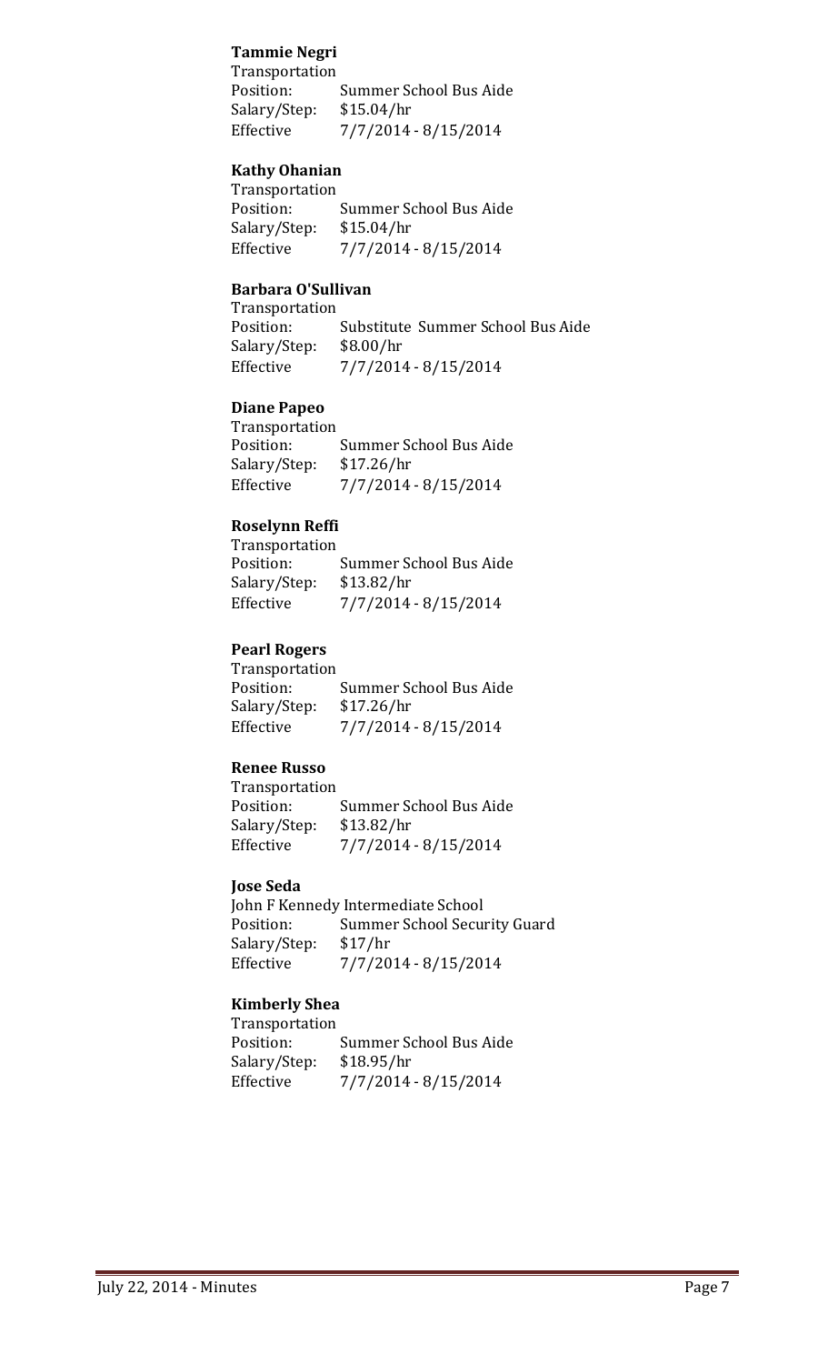**Tammie Negri**

Transportation
Position: Summer School Bus Aide
Salary/Step: $15.04/hr
Effective 7/7/2014 - 8/15/2014

**Kathy Ohanian**

Transportation
Position: Summer School Bus Aide
Salary/Step: $15.04/hr
Effective 7/7/2014 - 8/15/2014

**Barbara O'Sullivan**

Transportation
Position: Substitute Summer School Bus Aide
Salary/Step: $8.00/hr
Effective 7/7/2014 - 8/15/2014

**Diane Papeo**

Transportation
Position: Summer School Bus Aide
Salary/Step: $17.26/hr
Effective 7/7/2014 - 8/15/2014

**Roselynn Reffi**

Transportation
Position: Summer School Bus Aide
Salary/Step: $13.82/hr
Effective 7/7/2014 - 8/15/2014

**Pearl Rogers**

Transportation
Position: Summer School Bus Aide
Salary/Step: $17.26/hr
Effective 7/7/2014 - 8/15/2014

**Renee Russo**

Transportation
Position: Summer School Bus Aide
Salary/Step: $13.82/hr
Effective 7/7/2014 - 8/15/2014

**Jose Seda**

John F Kennedy Intermediate School
Position: Summer School Security Guard
Salary/Step: $17/hr
Effective 7/7/2014 - 8/15/2014

**Kimberly Shea**

Transportation
Position: Summer School Bus Aide
Salary/Step: $18.95/hr
Effective 7/7/2014 - 8/15/2014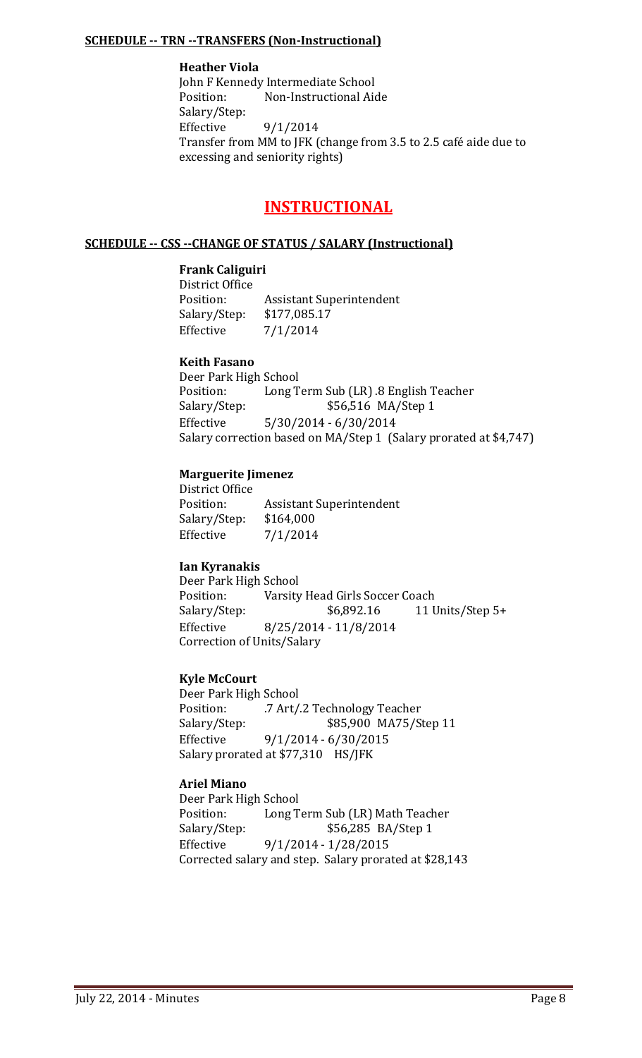**SCHEDULE -- TRN --TRANSFERS (Non-Instructional)**

**Heather Viola**
John F Kennedy Intermediate School
Position: Non-Instructional Aide
Salary/Step:
Effective 9/1/2014
Transfer from MM to JFK (change from 3.5 to 2.5 café aide due to excessing and seniority rights)

# INSTRUCTIONAL

**SCHEDULE -- CSS --CHANGE OF STATUS / SALARY (Instructional)**

**Frank Caliguiri**
District Office
Position: Assistant Superintendent
Salary/Step: $177,085.17
Effective 7/1/2014

**Keith Fasano**
Deer Park High School
Position: Long Term Sub (LR) .8 English Teacher
Salary/Step: $56,516 MA/Step 1
Effective 5/30/2014 - 6/30/2014
Salary correction based on MA/Step 1 (Salary prorated at $4,747)

**Marguerite Jimenez**
District Office
Position: Assistant Superintendent
Salary/Step: $164,000
Effective 7/1/2014

**Ian Kyranakis**
Deer Park High School
Position: Varsity Head Girls Soccer Coach
Salary/Step: $6,892.16 11 Units/Step 5+
Effective 8/25/2014 - 11/8/2014
Correction of Units/Salary

**Kyle McCourt**
Deer Park High School
Position: .7 Art/.2 Technology Teacher
Salary/Step: $85,900 MA75/Step 11
Effective 9/1/2014 - 6/30/2015
Salary prorated at $77,310 HS/JFK

**Ariel Miano**
Deer Park High School
Position: Long Term Sub (LR) Math Teacher
Salary/Step: $56,285 BA/Step 1
Effective 9/1/2014 - 1/28/2015
Corrected salary and step. Salary prorated at $28,143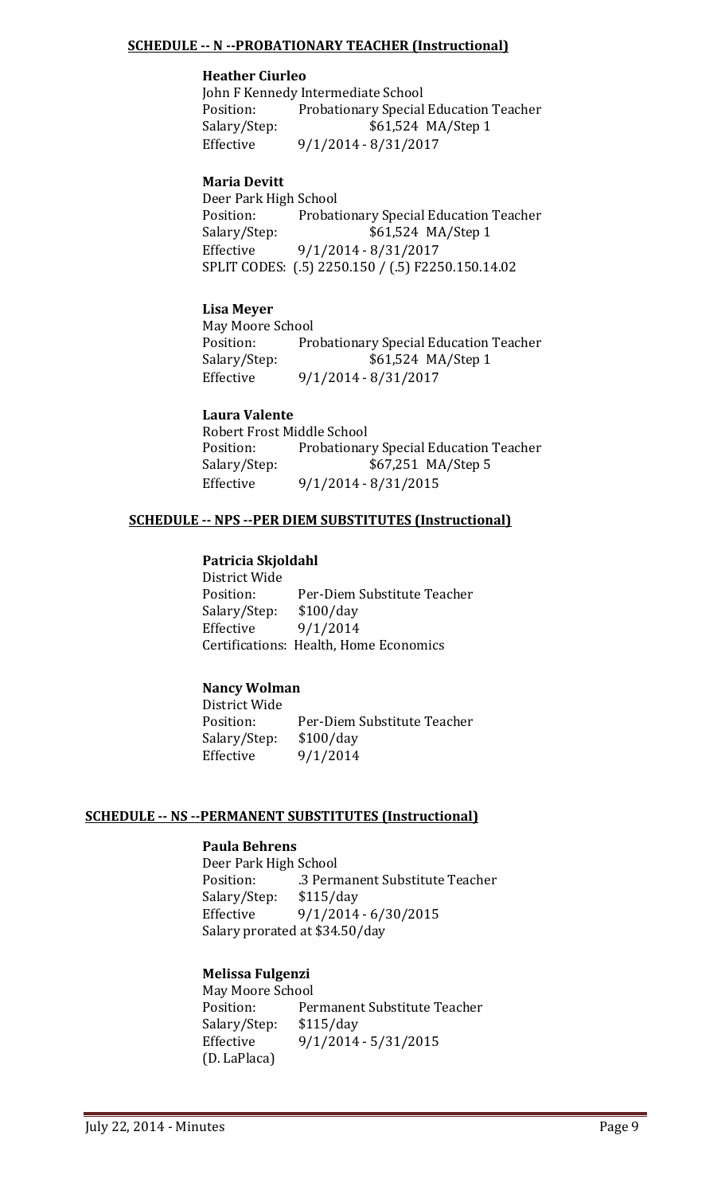**SCHEDULE -- N --PROBATIONARY TEACHER (Instructional)**

**Heather Ciurleo**
John F Kennedy Intermediate School
Position: Probationary Special Education Teacher
Salary/Step: $61,524 MA/Step 1
Effective 9/1/2014 - 8/31/2017

**Maria Devitt**
Deer Park High School
Position: Probationary Special Education Teacher
Salary/Step: $61,524 MA/Step 1
Effective 9/1/2014 - 8/31/2017
SPLIT CODES: (.5) 2250.150 / (.5) F2250.150.14.02

**Lisa Meyer**
May Moore School
Position: Probationary Special Education Teacher
Salary/Step: $61,524 MA/Step 1
Effective 9/1/2014 - 8/31/2017

**Laura Valente**
Robert Frost Middle School
Position: Probationary Special Education Teacher
Salary/Step: $67,251 MA/Step 5
Effective 9/1/2014 - 8/31/2015

**SCHEDULE -- NPS --PER DIEM SUBSTITUTES (Instructional)**

**Patricia Skjoldahl**
District Wide
Position: Per-Diem Substitute Teacher
Salary/Step: $100/day
Effective 9/1/2014
Certifications: Health, Home Economics

**Nancy Wolman**
District Wide
Position: Per-Diem Substitute Teacher
Salary/Step: $100/day
Effective 9/1/2014

**SCHEDULE -- NS --PERMANENT SUBSTITUTES (Instructional)**

**Paula Behrens**
Deer Park High School
Position: .3 Permanent Substitute Teacher
Salary/Step: $115/day
Effective 9/1/2014 - 6/30/2015
Salary prorated at $34.50/day

**Melissa Fulgenzi**
May Moore School
Position: Permanent Substitute Teacher
Salary/Step: $115/day
Effective 9/1/2014 - 5/31/2015
(D. LaPlaca)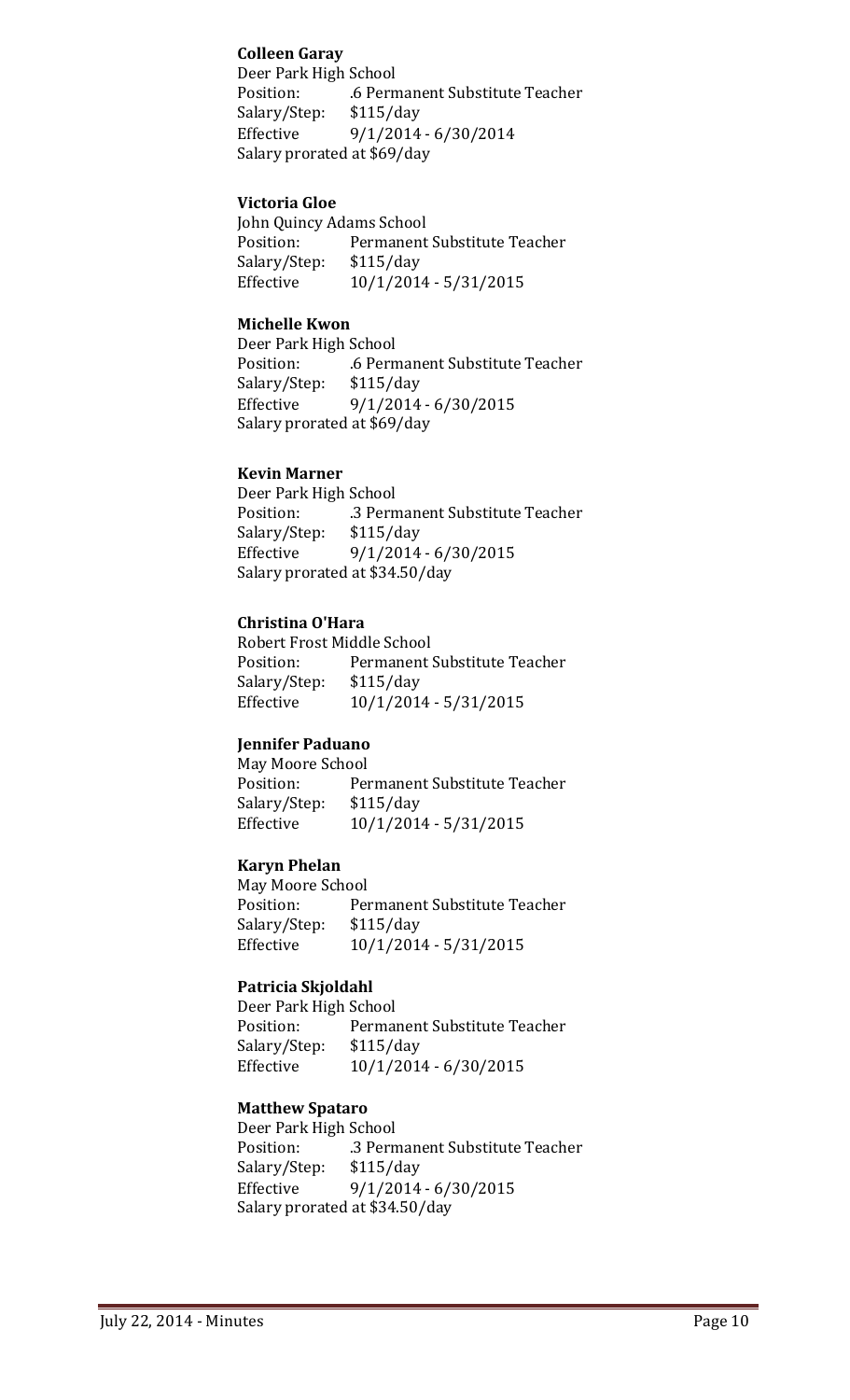**Colleen Garay**
Deer Park High School
Position: .6 Permanent Substitute Teacher
Salary/Step: $115/day
Effective 9/1/2014 - 6/30/2014
Salary prorated at $69/day

**Victoria Gloe**
John Quincy Adams School
Position: Permanent Substitute Teacher
Salary/Step: $115/day
Effective 10/1/2014 - 5/31/2015

**Michelle Kwon**
Deer Park High School
Position: .6 Permanent Substitute Teacher
Salary/Step: $115/day
Effective 9/1/2014 - 6/30/2015
Salary prorated at $69/day

**Kevin Marner**
Deer Park High School
Position: .3 Permanent Substitute Teacher
Salary/Step: $115/day
Effective 9/1/2014 - 6/30/2015
Salary prorated at $34.50/day

**Christina O'Hara**
Robert Frost Middle School
Position: Permanent Substitute Teacher
Salary/Step: $115/day
Effective 10/1/2014 - 5/31/2015

**Jennifer Paduano**
May Moore School
Position: Permanent Substitute Teacher
Salary/Step: $115/day
Effective 10/1/2014 - 5/31/2015

**Karyn Phelan**
May Moore School
Position: Permanent Substitute Teacher
Salary/Step: $115/day
Effective 10/1/2014 - 5/31/2015

**Patricia Skjoldahl**
Deer Park High School
Position: Permanent Substitute Teacher
Salary/Step: $115/day
Effective 10/1/2014 - 6/30/2015

**Matthew Spataro**
Deer Park High School
Position: .3 Permanent Substitute Teacher
Salary/Step: $115/day
Effective 9/1/2014 - 6/30/2015
Salary prorated at $34.50/day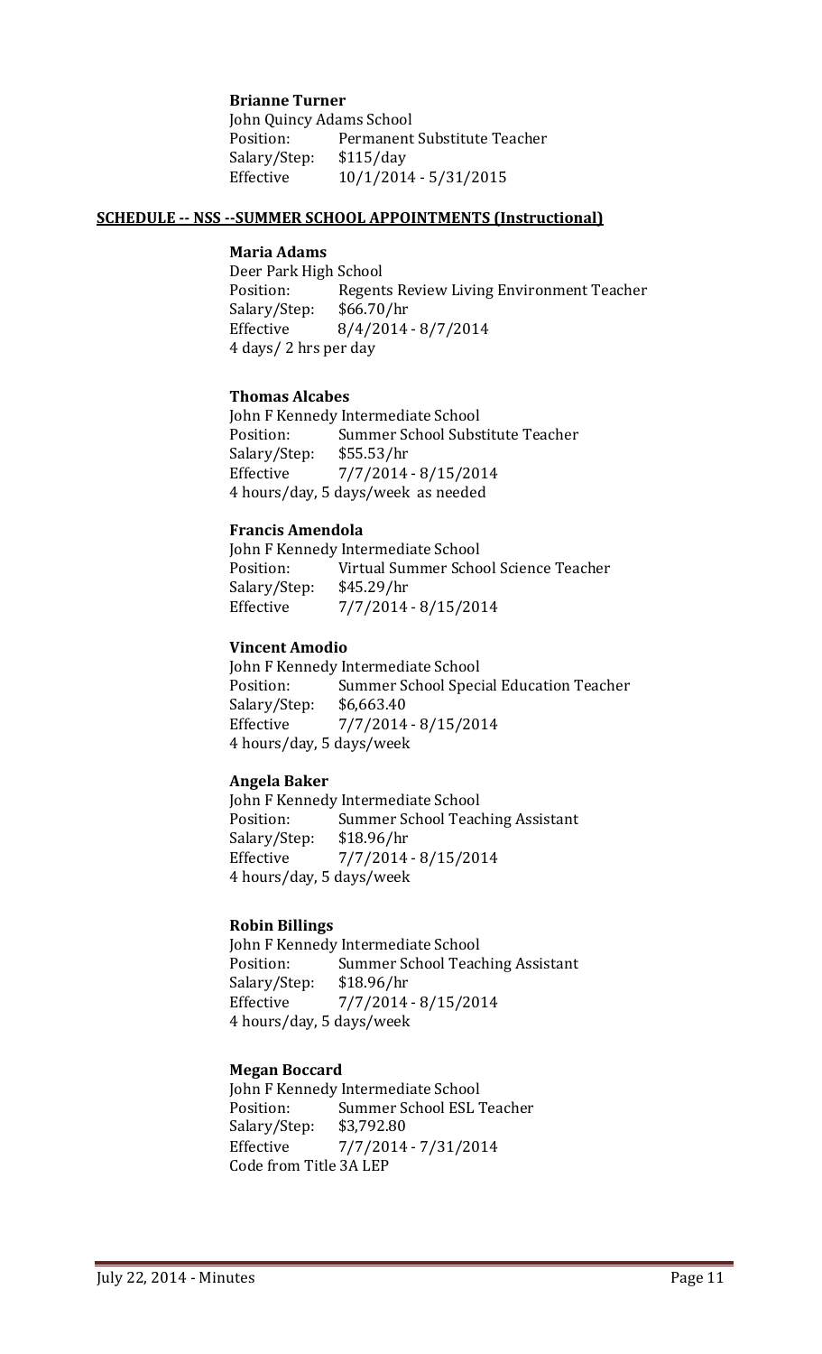**Brianne Turner**
John Quincy Adams School
Position: Permanent Substitute Teacher
Salary/Step: $115/day
Effective 10/1/2014 - 5/31/2015

**SCHEDULE -- NSS --SUMMER SCHOOL APPOINTMENTS (Instructional)**

**Maria Adams**
Deer Park High School
Position: Regents Review Living Environment Teacher
Salary/Step: $66.70/hr
Effective 8/4/2014 - 8/7/2014
4 days/ 2 hrs per day

**Thomas Alcabes**
John F Kennedy Intermediate School
Position: Summer School Substitute Teacher
Salary/Step: $55.53/hr
Effective 7/7/2014 - 8/15/2014
4 hours/day, 5 days/week as needed

**Francis Amendola**
John F Kennedy Intermediate School
Position: Virtual Summer School Science Teacher
Salary/Step: $45.29/hr
Effective 7/7/2014 - 8/15/2014

**Vincent Amodio**
John F Kennedy Intermediate School
Position: Summer School Special Education Teacher
Salary/Step: $6,663.40
Effective 7/7/2014 - 8/15/2014
4 hours/day, 5 days/week

**Angela Baker**
John F Kennedy Intermediate School
Position: Summer School Teaching Assistant
Salary/Step: $18.96/hr
Effective 7/7/2014 - 8/15/2014
4 hours/day, 5 days/week

**Robin Billings**
John F Kennedy Intermediate School
Position: Summer School Teaching Assistant
Salary/Step: $18.96/hr
Effective 7/7/2014 - 8/15/2014
4 hours/day, 5 days/week

**Megan Boccard**
John F Kennedy Intermediate School
Position: Summer School ESL Teacher
Salary/Step: $3,792.80
Effective 7/7/2014 - 7/31/2014
Code from Title 3A LEP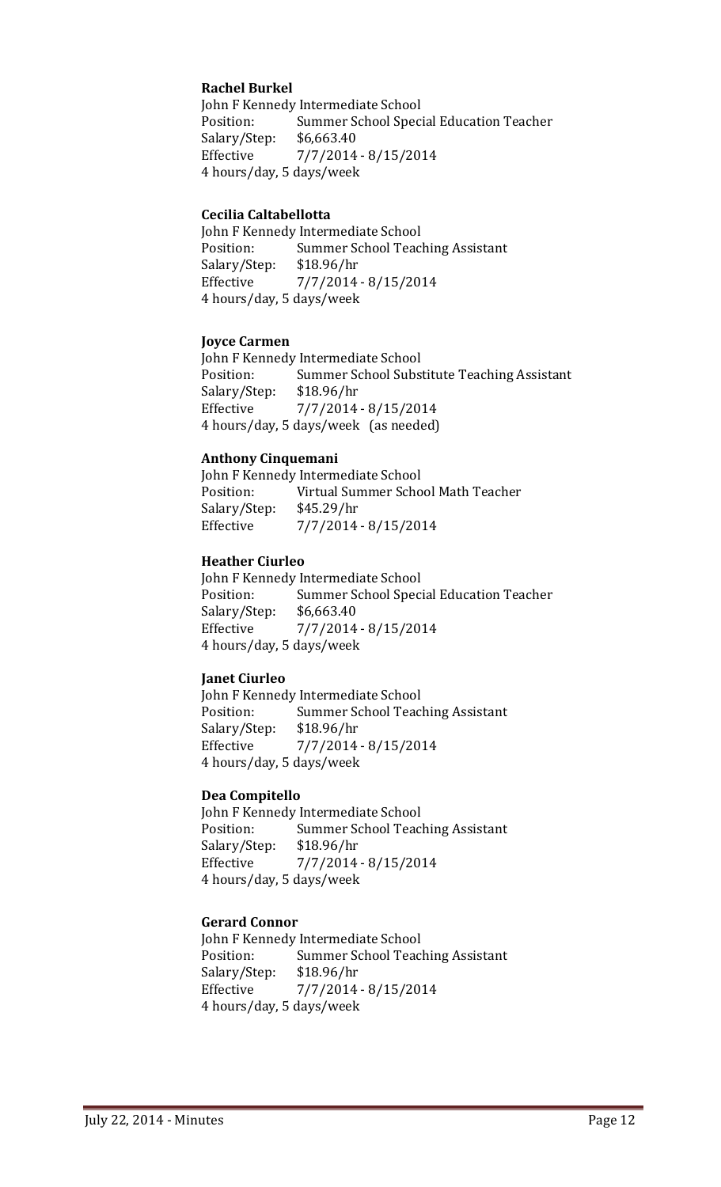**Rachel Burkel**  
John F Kennedy Intermediate School  
Position: Summer School Special Education Teacher  
Salary/Step: $6,663.40  
Effective 7/7/2014 - 8/15/2014  
4 hours/day, 5 days/week

**Cecilia Caltabellotta**  
John F Kennedy Intermediate School  
Position: Summer School Teaching Assistant  
Salary/Step: $18.96/hr  
Effective 7/7/2014 - 8/15/2014  
4 hours/day, 5 days/week

**Joyce Carmen**  
John F Kennedy Intermediate School  
Position: Summer School Substitute Teaching Assistant  
Salary/Step: $18.96/hr  
Effective 7/7/2014 - 8/15/2014  
4 hours/day, 5 days/week (as needed)

**Anthony Cinquemani**  
John F Kennedy Intermediate School  
Position: Virtual Summer School Math Teacher  
Salary/Step: $45.29/hr  
Effective 7/7/2014 - 8/15/2014

**Heather Ciurleo**  
John F Kennedy Intermediate School  
Position: Summer School Special Education Teacher  
Salary/Step: $6,663.40  
Effective 7/7/2014 - 8/15/2014  
4 hours/day, 5 days/week

**Janet Ciurleo**  
John F Kennedy Intermediate School  
Position: Summer School Teaching Assistant  
Salary/Step: $18.96/hr  
Effective 7/7/2014 - 8/15/2014  
4 hours/day, 5 days/week

**Dea Compitello**  
John F Kennedy Intermediate School  
Position: Summer School Teaching Assistant  
Salary/Step: $18.96/hr  
Effective 7/7/2014 - 8/15/2014  
4 hours/day, 5 days/week

**Gerard Connor**  
John F Kennedy Intermediate School  
Position: Summer School Teaching Assistant  
Salary/Step: $18.96/hr  
Effective 7/7/2014 - 8/15/2014  
4 hours/day, 5 days/week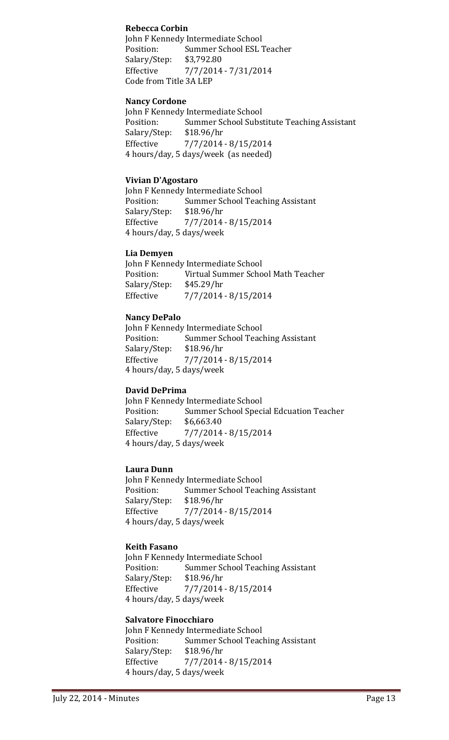**Rebecca Corbin**
John F Kennedy Intermediate School
Position: Summer School ESL Teacher
Salary/Step: $3,792.80
Effective 7/7/2014 - 7/31/2014
Code from Title 3A LEP

**Nancy Cordone**
John F Kennedy Intermediate School
Position: Summer School Substitute Teaching Assistant
Salary/Step: $18.96/hr
Effective 7/7/2014 - 8/15/2014
4 hours/day, 5 days/week (as needed)

**Vivian D'Agostaro**
John F Kennedy Intermediate School
Position: Summer School Teaching Assistant
Salary/Step: $18.96/hr
Effective 7/7/2014 - 8/15/2014
4 hours/day, 5 days/week

**Lia Demyen**
John F Kennedy Intermediate School
Position: Virtual Summer School Math Teacher
Salary/Step: $45.29/hr
Effective 7/7/2014 - 8/15/2014

**Nancy DePalo**
John F Kennedy Intermediate School
Position: Summer School Teaching Assistant
Salary/Step: $18.96/hr
Effective 7/7/2014 - 8/15/2014
4 hours/day, 5 days/week

**David DePrima**
John F Kennedy Intermediate School
Position: Summer School Special Edcuation Teacher
Salary/Step: $6,663.40
Effective 7/7/2014 - 8/15/2014
4 hours/day, 5 days/week

**Laura Dunn**
John F Kennedy Intermediate School
Position: Summer School Teaching Assistant
Salary/Step: $18.96/hr
Effective 7/7/2014 - 8/15/2014
4 hours/day, 5 days/week

**Keith Fasano**
John F Kennedy Intermediate School
Position: Summer School Teaching Assistant
Salary/Step: $18.96/hr
Effective 7/7/2014 - 8/15/2014
4 hours/day, 5 days/week

**Salvatore Finocchiaro**
John F Kennedy Intermediate School
Position: Summer School Teaching Assistant
Salary/Step: $18.96/hr
Effective 7/7/2014 - 8/15/2014
4 hours/day, 5 days/week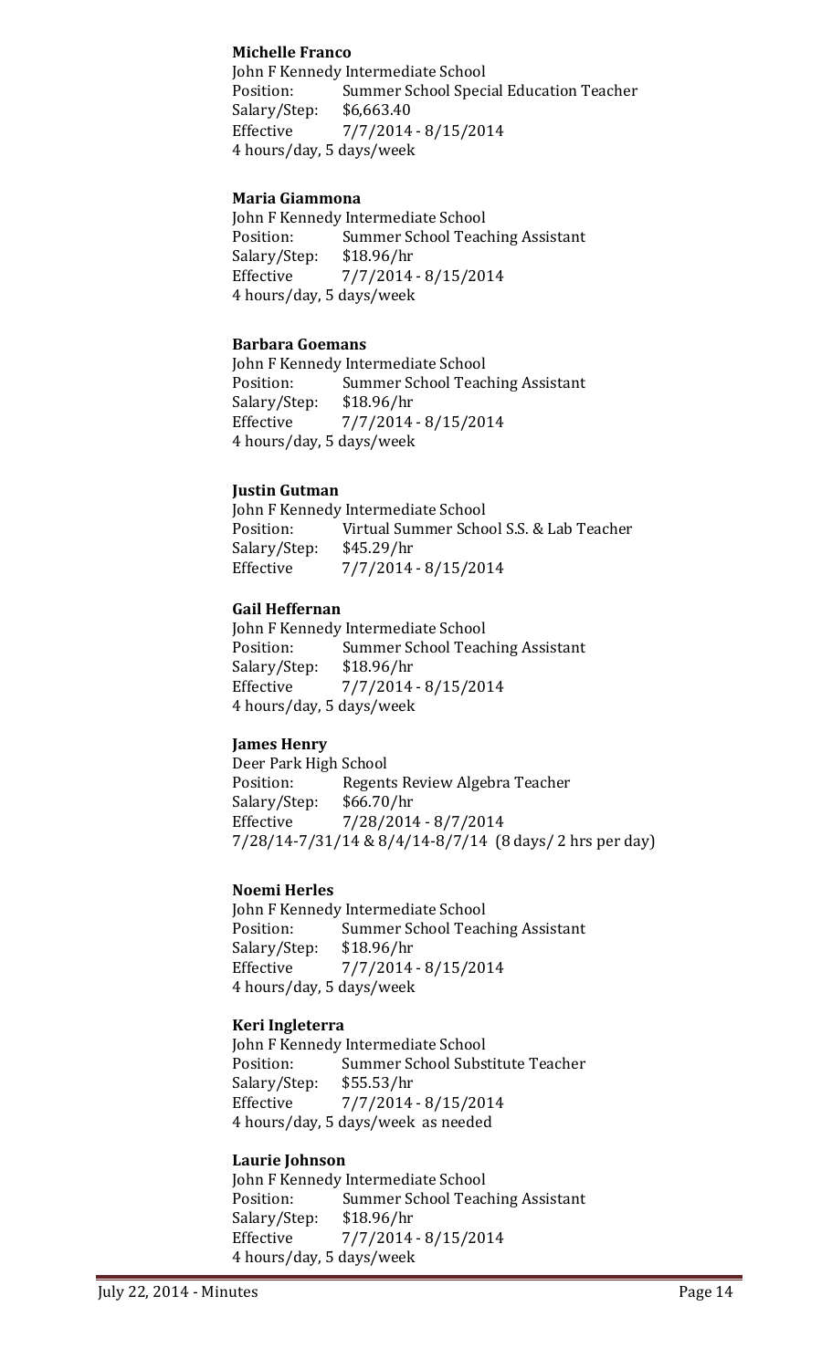**Michelle Franco**
John F Kennedy Intermediate School
Position: Summer School Special Education Teacher
Salary/Step: $6,663.40
Effective 7/7/2014 - 8/15/2014
4 hours/day, 5 days/week

**Maria Giammona**
John F Kennedy Intermediate School
Position: Summer School Teaching Assistant
Salary/Step: $18.96/hr
Effective 7/7/2014 - 8/15/2014
4 hours/day, 5 days/week

**Barbara Goemans**
John F Kennedy Intermediate School
Position: Summer School Teaching Assistant
Salary/Step: $18.96/hr
Effective 7/7/2014 - 8/15/2014
4 hours/day, 5 days/week

**Justin Gutman**
John F Kennedy Intermediate School
Position: Virtual Summer School S.S. & Lab Teacher
Salary/Step: $45.29/hr
Effective 7/7/2014 - 8/15/2014

**Gail Heffernan**
John F Kennedy Intermediate School
Position: Summer School Teaching Assistant
Salary/Step: $18.96/hr
Effective 7/7/2014 - 8/15/2014
4 hours/day, 5 days/week

**James Henry**
Deer Park High School
Position: Regents Review Algebra Teacher
Salary/Step: $66.70/hr
Effective 7/28/2014 - 8/7/2014
7/28/14-7/31/14 & 8/4/14-8/7/14 (8 days/ 2 hrs per day)

**Noemi Herles**
John F Kennedy Intermediate School
Position: Summer School Teaching Assistant
Salary/Step: $18.96/hr
Effective 7/7/2014 - 8/15/2014
4 hours/day, 5 days/week

**Keri Ingleterra**
John F Kennedy Intermediate School
Position: Summer School Substitute Teacher
Salary/Step: $55.53/hr
Effective 7/7/2014 - 8/15/2014
4 hours/day, 5 days/week as needed

**Laurie Johnson**
John F Kennedy Intermediate School
Position: Summer School Teaching Assistant
Salary/Step: $18.96/hr
Effective 7/7/2014 - 8/15/2014
4 hours/day, 5 days/week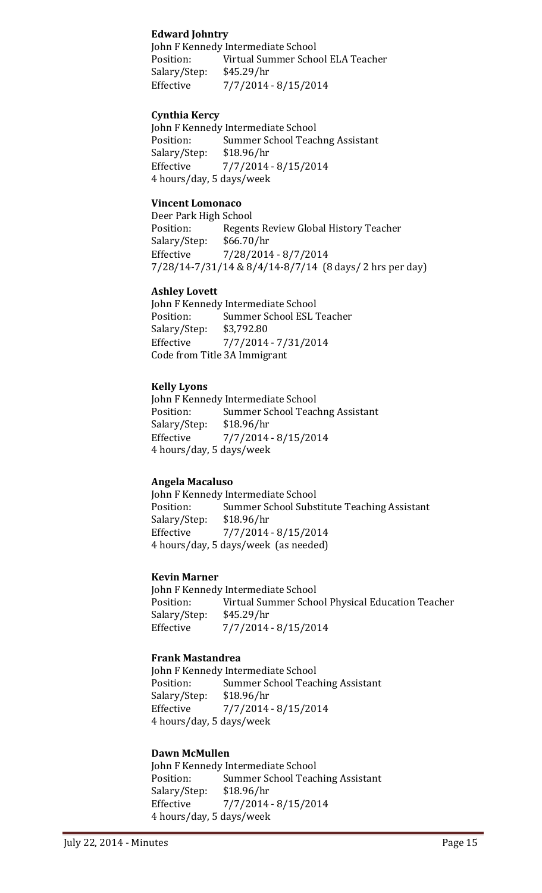**Edward Johntry**
John F Kennedy Intermediate School
Position: Virtual Summer School ELA Teacher
Salary/Step: $45.29/hr
Effective 7/7/2014 - 8/15/2014

**Cynthia Kercy**
John F Kennedy Intermediate School
Position: Summer School Teachng Assistant
Salary/Step: $18.96/hr
Effective 7/7/2014 - 8/15/2014
4 hours/day, 5 days/week

**Vincent Lomonaco**
Deer Park High School
Position: Regents Review Global History Teacher
Salary/Step: $66.70/hr
Effective 7/28/2014 - 8/7/2014
7/28/14-7/31/14 & 8/4/14-8/7/14 (8 days/ 2 hrs per day)

**Ashley Lovett**
John F Kennedy Intermediate School
Position: Summer School ESL Teacher
Salary/Step: $3,792.80
Effective 7/7/2014 - 7/31/2014
Code from Title 3A Immigrant

**Kelly Lyons**
John F Kennedy Intermediate School
Position: Summer School Teachng Assistant
Salary/Step: $18.96/hr
Effective 7/7/2014 - 8/15/2014
4 hours/day, 5 days/week

**Angela Macaluso**
John F Kennedy Intermediate School
Position: Summer School Substitute Teaching Assistant
Salary/Step: $18.96/hr
Effective 7/7/2014 - 8/15/2014
4 hours/day, 5 days/week (as needed)

**Kevin Marner**
John F Kennedy Intermediate School
Position: Virtual Summer School Physical Education Teacher
Salary/Step: $45.29/hr
Effective 7/7/2014 - 8/15/2014

**Frank Mastandrea**
John F Kennedy Intermediate School
Position: Summer School Teaching Assistant
Salary/Step: $18.96/hr
Effective 7/7/2014 - 8/15/2014
4 hours/day, 5 days/week

**Dawn McMullen**
John F Kennedy Intermediate School
Position: Summer School Teaching Assistant
Salary/Step: $18.96/hr
Effective 7/7/2014 - 8/15/2014
4 hours/day, 5 days/week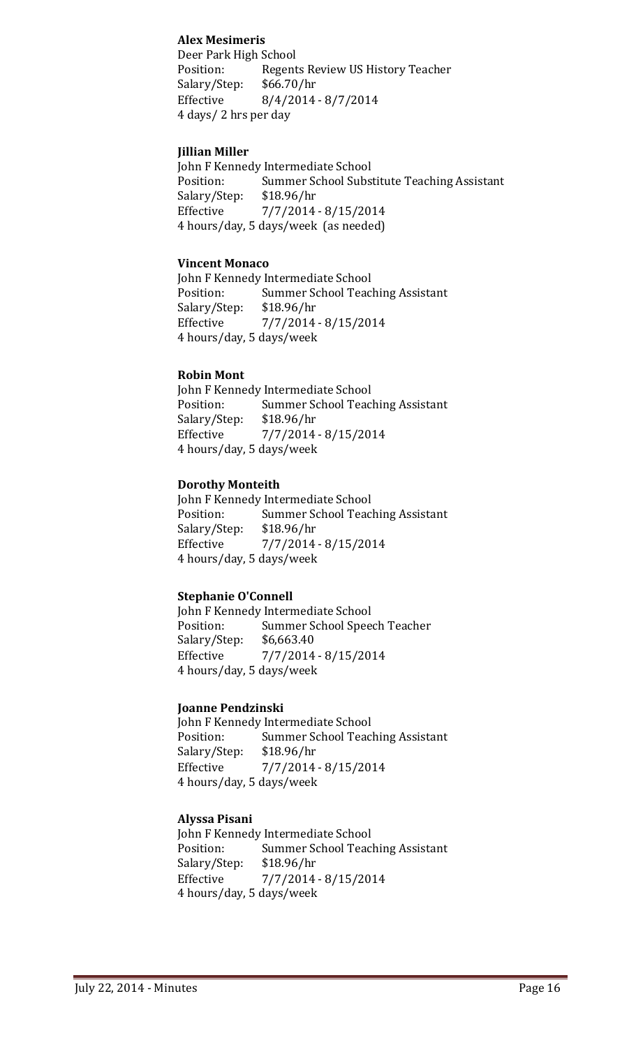**Alex Mesimeris**
Deer Park High School
Position: Regents Review US History Teacher
Salary/Step: $66.70/hr
Effective 8/4/2014 - 8/7/2014
4 days/ 2 hrs per day

**Jillian Miller**
John F Kennedy Intermediate School
Position: Summer School Substitute Teaching Assistant
Salary/Step: $18.96/hr
Effective 7/7/2014 - 8/15/2014
4 hours/day, 5 days/week (as needed)

**Vincent Monaco**
John F Kennedy Intermediate School
Position: Summer School Teaching Assistant
Salary/Step: $18.96/hr
Effective 7/7/2014 - 8/15/2014
4 hours/day, 5 days/week

**Robin Mont**
John F Kennedy Intermediate School
Position: Summer School Teaching Assistant
Salary/Step: $18.96/hr
Effective 7/7/2014 - 8/15/2014
4 hours/day, 5 days/week

**Dorothy Monteith**
John F Kennedy Intermediate School
Position: Summer School Teaching Assistant
Salary/Step: $18.96/hr
Effective 7/7/2014 - 8/15/2014
4 hours/day, 5 days/week

**Stephanie O'Connell**
John F Kennedy Intermediate School
Position: Summer School Speech Teacher
Salary/Step: $6,663.40
Effective 7/7/2014 - 8/15/2014
4 hours/day, 5 days/week

**Joanne Pendzinski**
John F Kennedy Intermediate School
Position: Summer School Teaching Assistant
Salary/Step: $18.96/hr
Effective 7/7/2014 - 8/15/2014
4 hours/day, 5 days/week

**Alyssa Pisani**
John F Kennedy Intermediate School
Position: Summer School Teaching Assistant
Salary/Step: $18.96/hr
Effective 7/7/2014 - 8/15/2014
4 hours/day, 5 days/week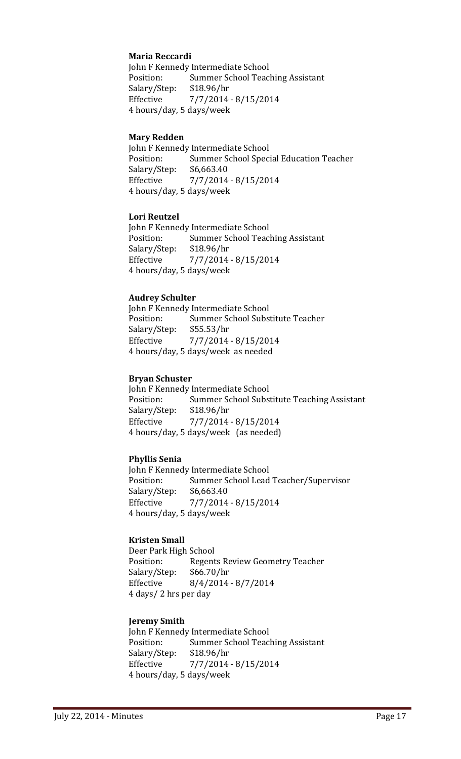**Maria Reccardi**
John F Kennedy Intermediate School
Position: Summer School Teaching Assistant
Salary/Step: $18.96/hr
Effective 7/7/2014 - 8/15/2014
4 hours/day, 5 days/week

**Mary Redden**
John F Kennedy Intermediate School
Position: Summer School Special Education Teacher
Salary/Step: $6,663.40
Effective 7/7/2014 - 8/15/2014
4 hours/day, 5 days/week

**Lori Reutzel**
John F Kennedy Intermediate School
Position: Summer School Teaching Assistant
Salary/Step: $18.96/hr
Effective 7/7/2014 - 8/15/2014
4 hours/day, 5 days/week

**Audrey Schulter**
John F Kennedy Intermediate School
Position: Summer School Substitute Teacher
Salary/Step: $55.53/hr
Effective 7/7/2014 - 8/15/2014
4 hours/day, 5 days/week as needed

**Bryan Schuster**
John F Kennedy Intermediate School
Position: Summer School Substitute Teaching Assistant
Salary/Step: $18.96/hr
Effective 7/7/2014 - 8/15/2014
4 hours/day, 5 days/week (as needed)

**Phyllis Senia**
John F Kennedy Intermediate School
Position: Summer School Lead Teacher/Supervisor
Salary/Step: $6,663.40
Effective 7/7/2014 - 8/15/2014
4 hours/day, 5 days/week

**Kristen Small**
Deer Park High School
Position: Regents Review Geometry Teacher
Salary/Step: $66.70/hr
Effective 8/4/2014 - 8/7/2014
4 days/ 2 hrs per day

**Jeremy Smith**
John F Kennedy Intermediate School
Position: Summer School Teaching Assistant
Salary/Step: $18.96/hr
Effective 7/7/2014 - 8/15/2014
4 hours/day, 5 days/week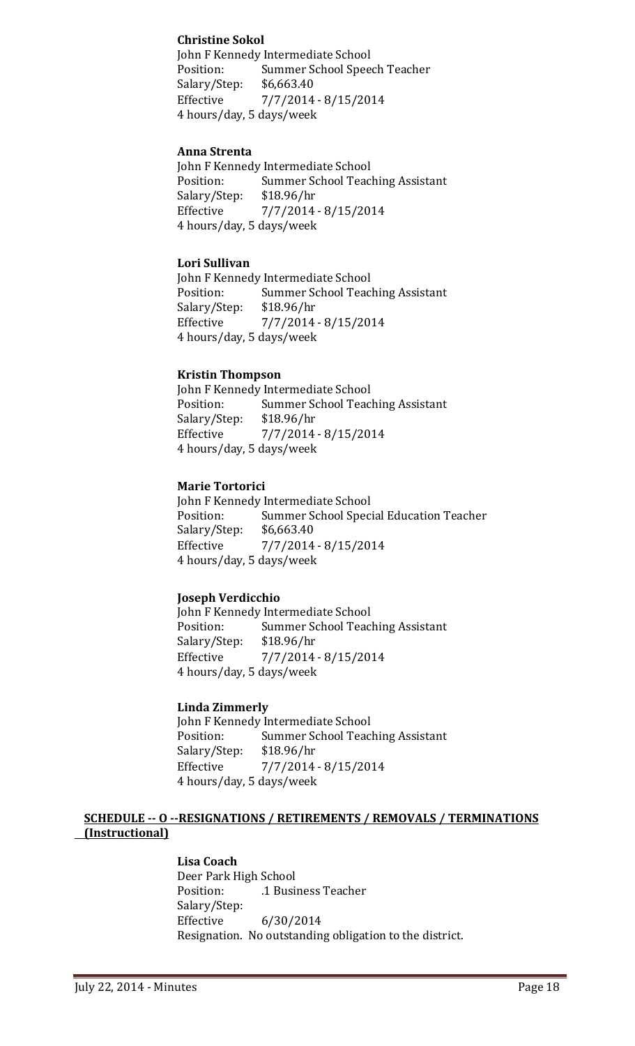**Christine Sokol**
John F Kennedy Intermediate School
Position: Summer School Speech Teacher
Salary/Step: $6,663.40
Effective 7/7/2014 - 8/15/2014
4 hours/day, 5 days/week

**Anna Strenta**
John F Kennedy Intermediate School
Position: Summer School Teaching Assistant
Salary/Step: $18.96/hr
Effective 7/7/2014 - 8/15/2014
4 hours/day, 5 days/week

**Lori Sullivan**
John F Kennedy Intermediate School
Position: Summer School Teaching Assistant
Salary/Step: $18.96/hr
Effective 7/7/2014 - 8/15/2014
4 hours/day, 5 days/week

**Kristin Thompson**
John F Kennedy Intermediate School
Position: Summer School Teaching Assistant
Salary/Step: $18.96/hr
Effective 7/7/2014 - 8/15/2014
4 hours/day, 5 days/week

**Marie Tortorici**
John F Kennedy Intermediate School
Position: Summer School Special Education Teacher
Salary/Step: $6,663.40
Effective 7/7/2014 - 8/15/2014
4 hours/day, 5 days/week

**Joseph Verdicchio**
John F Kennedy Intermediate School
Position: Summer School Teaching Assistant
Salary/Step: $18.96/hr
Effective 7/7/2014 - 8/15/2014
4 hours/day, 5 days/week

**Linda Zimmerly**
John F Kennedy Intermediate School
Position: Summer School Teaching Assistant
Salary/Step: $18.96/hr
Effective 7/7/2014 - 8/15/2014
4 hours/day, 5 days/week

**SCHEDULE -- O --RESIGNATIONS / RETIREMENTS / REMOVALS / TERMINATIONS (Instructional)**

**Lisa Coach**
Deer Park High School
Position: .1 Business Teacher
Salary/Step:
Effective 6/30/2014
Resignation. No outstanding obligation to the district.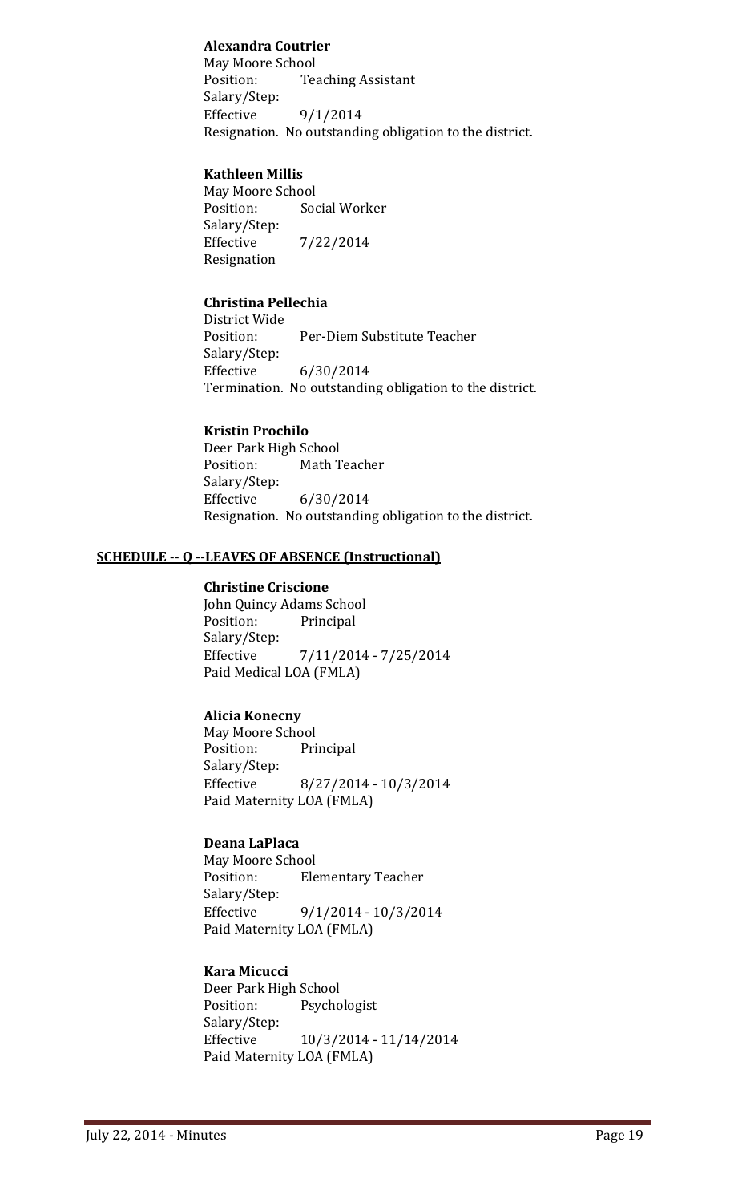**Alexandra Coutrier**
May Moore School
Position: Teaching Assistant
Salary/Step:
Effective 9/1/2014
Resignation. No outstanding obligation to the district.

**Kathleen Millis**
May Moore School
Position: Social Worker
Salary/Step:
Effective 7/22/2014
Resignation

**Christina Pellechia**
District Wide
Position: Per-Diem Substitute Teacher
Salary/Step:
Effective 6/30/2014
Termination. No outstanding obligation to the district.

**Kristin Prochilo**
Deer Park High School
Position: Math Teacher
Salary/Step:
Effective 6/30/2014
Resignation. No outstanding obligation to the district.

## SCHEDULE -- Q --LEAVES OF ABSENCE (Instructional)

**Christine Criscione**
John Quincy Adams School
Position: Principal
Salary/Step:
Effective 7/11/2014 - 7/25/2014
Paid Medical LOA (FMLA)

**Alicia Konecny**
May Moore School
Position: Principal
Salary/Step:
Effective 8/27/2014 - 10/3/2014
Paid Maternity LOA (FMLA)

**Deana LaPlaca**
May Moore School
Position: Elementary Teacher
Salary/Step:
Effective 9/1/2014 - 10/3/2014
Paid Maternity LOA (FMLA)

**Kara Micucci**
Deer Park High School
Position: Psychologist
Salary/Step:
Effective 10/3/2014 - 11/14/2014
Paid Maternity LOA (FMLA)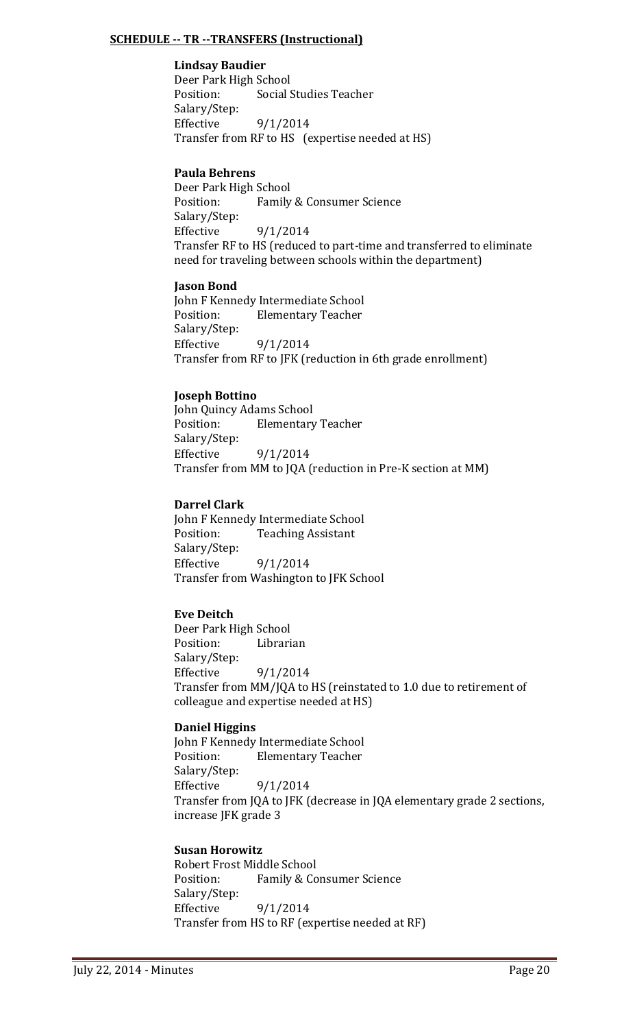**SCHEDULE -- TR --TRANSFERS (Instructional)**

**Lindsay Baudier**
Deer Park High School
Position: Social Studies Teacher
Salary/Step:
Effective 9/1/2014
Transfer from RF to HS (expertise needed at HS)

**Paula Behrens**
Deer Park High School
Position: Family & Consumer Science
Salary/Step:
Effective 9/1/2014
Transfer RF to HS (reduced to part-time and transferred to eliminate need for traveling between schools within the department)

**Jason Bond**
John F Kennedy Intermediate School
Position: Elementary Teacher
Salary/Step:
Effective 9/1/2014
Transfer from RF to JFK (reduction in 6th grade enrollment)

**Joseph Bottino**
John Quincy Adams School
Position: Elementary Teacher
Salary/Step:
Effective 9/1/2014
Transfer from MM to JQA (reduction in Pre-K section at MM)

**Darrel Clark**
John F Kennedy Intermediate School
Position: Teaching Assistant
Salary/Step:
Effective 9/1/2014
Transfer from Washington to JFK School

**Eve Deitch**
Deer Park High School
Position: Librarian
Salary/Step:
Effective 9/1/2014
Transfer from MM/JQA to HS (reinstated to 1.0 due to retirement of colleague and expertise needed at HS)

**Daniel Higgins**
John F Kennedy Intermediate School
Position: Elementary Teacher
Salary/Step:
Effective 9/1/2014
Transfer from JQA to JFK (decrease in JQA elementary grade 2 sections, increase JFK grade 3

**Susan Horowitz**
Robert Frost Middle School
Position: Family & Consumer Science
Salary/Step:
Effective 9/1/2014
Transfer from HS to RF (expertise needed at RF)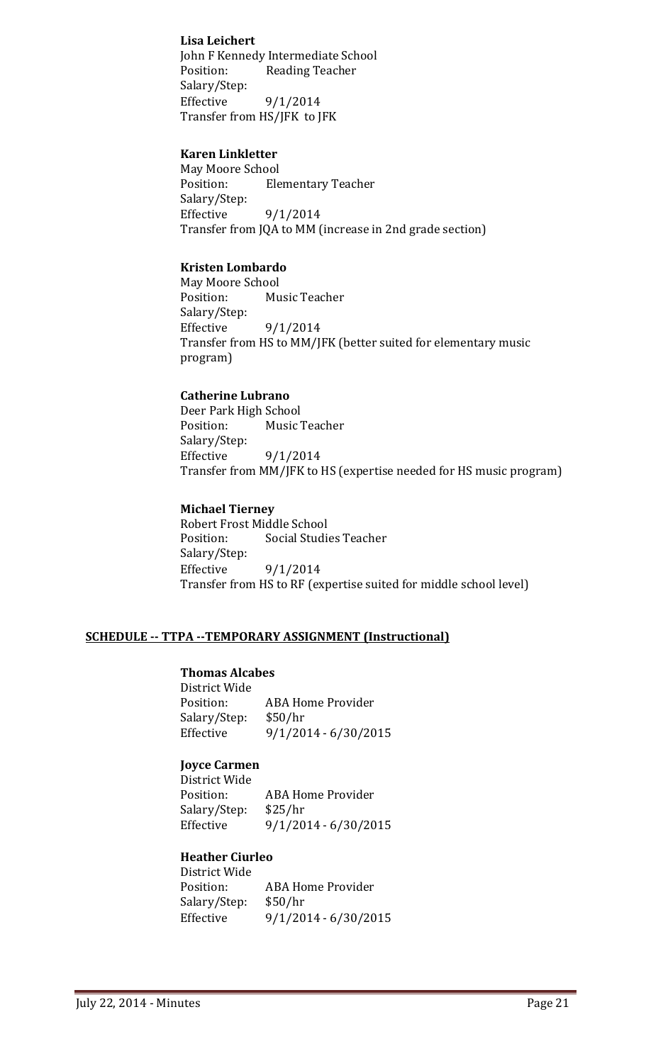**Lisa Leichert**
John F Kennedy Intermediate School
Position: Reading Teacher
Salary/Step:
Effective 9/1/2014
Transfer from HS/JFK to JFK

**Karen Linkletter**
May Moore School
Position: Elementary Teacher
Salary/Step:
Effective 9/1/2014
Transfer from JQA to MM (increase in 2nd grade section)

**Kristen Lombardo**
May Moore School
Position: Music Teacher
Salary/Step:
Effective 9/1/2014
Transfer from HS to MM/JFK (better suited for elementary music program)

**Catherine Lubrano**
Deer Park High School
Position: Music Teacher
Salary/Step:
Effective 9/1/2014
Transfer from MM/JFK to HS (expertise needed for HS music program)

**Michael Tierney**
Robert Frost Middle School
Position: Social Studies Teacher
Salary/Step:
Effective 9/1/2014
Transfer from HS to RF (expertise suited for middle school level)

## SCHEDULE -- TTPA --TEMPORARY ASSIGNMENT (Instructional)

**Thomas Alcabes**
District Wide
Position: ABA Home Provider
Salary/Step: $50/hr
Effective 9/1/2014 - 6/30/2015

**Joyce Carmen**
District Wide
Position: ABA Home Provider
Salary/Step: $25/hr
Effective 9/1/2014 - 6/30/2015

**Heather Ciurleo**
District Wide
Position: ABA Home Provider
Salary/Step: $50/hr
Effective 9/1/2014 - 6/30/2015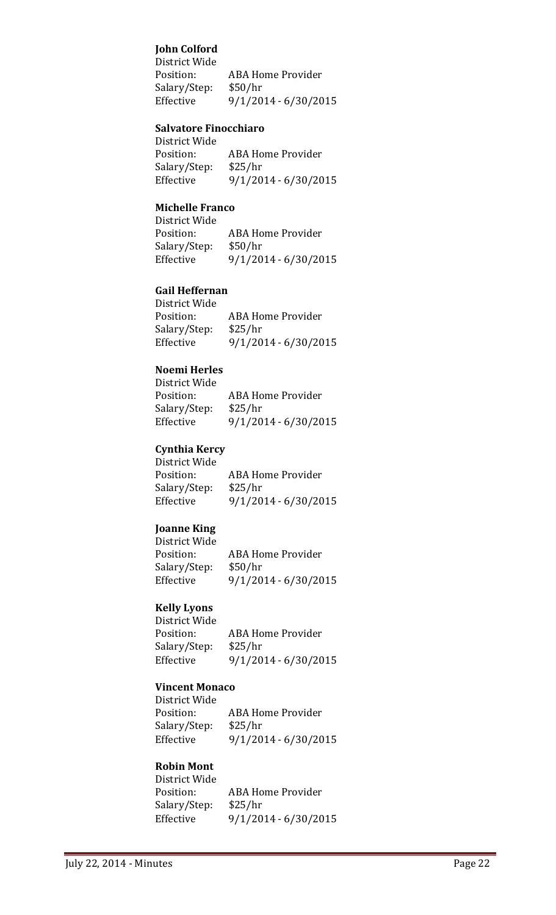**John Colford**
District Wide
Position: ABA Home Provider
Salary/Step: $50/hr
Effective 9/1/2014 - 6/30/2015

**Salvatore Finocchiaro**
District Wide
Position: ABA Home Provider
Salary/Step: $25/hr
Effective 9/1/2014 - 6/30/2015

**Michelle Franco**
District Wide
Position: ABA Home Provider
Salary/Step: $50/hr
Effective 9/1/2014 - 6/30/2015

**Gail Heffernan**
District Wide
Position: ABA Home Provider
Salary/Step: $25/hr
Effective 9/1/2014 - 6/30/2015

**Noemi Herles**
District Wide
Position: ABA Home Provider
Salary/Step: $25/hr
Effective 9/1/2014 - 6/30/2015

**Cynthia Kercy**
District Wide
Position: ABA Home Provider
Salary/Step: $25/hr
Effective 9/1/2014 - 6/30/2015

**Joanne King**
District Wide
Position: ABA Home Provider
Salary/Step: $50/hr
Effective 9/1/2014 - 6/30/2015

**Kelly Lyons**
District Wide
Position: ABA Home Provider
Salary/Step: $25/hr
Effective 9/1/2014 - 6/30/2015

**Vincent Monaco**
District Wide
Position: ABA Home Provider
Salary/Step: $25/hr
Effective 9/1/2014 - 6/30/2015

**Robin Mont**
District Wide
Position: ABA Home Provider
Salary/Step: $25/hr
Effective 9/1/2014 - 6/30/2015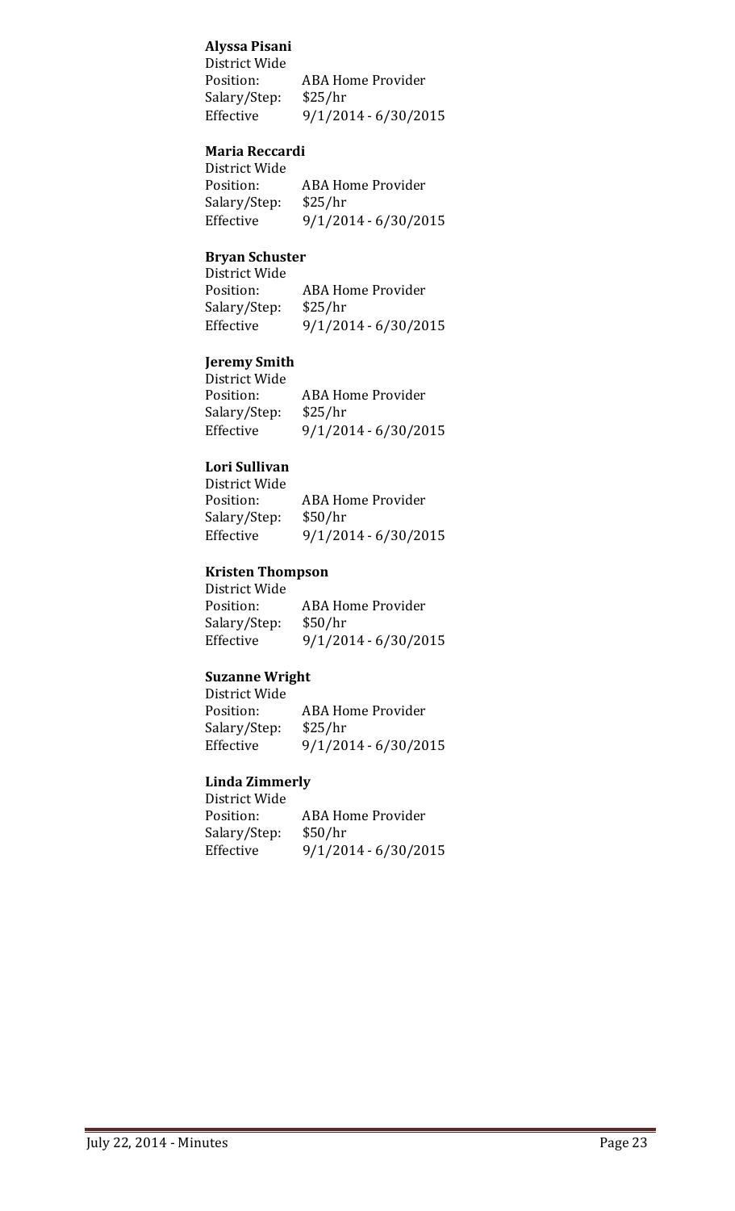**Alyssa Pisani**

District Wide
Position: ABA Home Provider
Salary/Step: $25/hr
Effective 9/1/2014 - 6/30/2015

**Maria Reccardi**

District Wide
Position: ABA Home Provider
Salary/Step: $25/hr
Effective 9/1/2014 - 6/30/2015

**Bryan Schuster**

District Wide
Position: ABA Home Provider
Salary/Step: $25/hr
Effective 9/1/2014 - 6/30/2015

**Jeremy Smith**

District Wide
Position: ABA Home Provider
Salary/Step: $25/hr
Effective 9/1/2014 - 6/30/2015

**Lori Sullivan**

District Wide
Position: ABA Home Provider
Salary/Step: $50/hr
Effective 9/1/2014 - 6/30/2015

**Kristen Thompson**

District Wide
Position: ABA Home Provider
Salary/Step: $50/hr
Effective 9/1/2014 - 6/30/2015

**Suzanne Wright**

District Wide
Position: ABA Home Provider
Salary/Step: $25/hr
Effective 9/1/2014 - 6/30/2015

**Linda Zimmerly**

District Wide
Position: ABA Home Provider
Salary/Step: $50/hr
Effective 9/1/2014 - 6/30/2015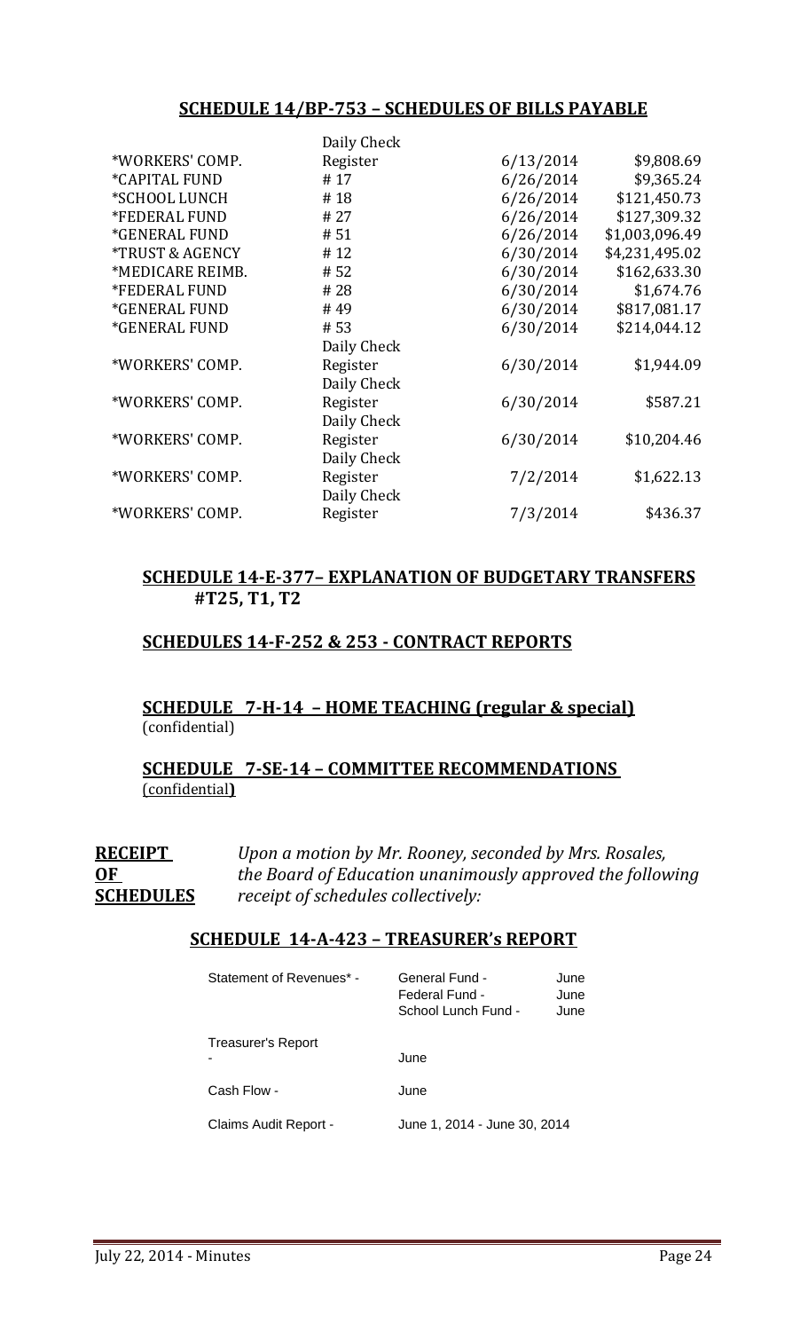## SCHEDULE 14/BP-753 – SCHEDULES OF BILLS PAYABLE

| | | | |
|---|---|---|---|
| *WORKERS' COMP. | Daily Check Register | 6/13/2014 | $9,808.69 |
| *CAPITAL FUND | # 17 | 6/26/2014 | $9,365.24 |
| *SCHOOL LUNCH | # 18 | 6/26/2014 | $121,450.73 |
| *FEDERAL FUND | # 27 | 6/26/2014 | $127,309.32 |
| *GENERAL FUND | # 51 | 6/26/2014 | $1,003,096.49 |
| *TRUST & AGENCY | # 12 | 6/30/2014 | $4,231,495.02 |
| *MEDICARE REIMB. | # 52 | 6/30/2014 | $162,633.30 |
| *FEDERAL FUND | # 28 | 6/30/2014 | $1,674.76 |
| *GENERAL FUND | # 49 | 6/30/2014 | $817,081.17 |
| *GENERAL FUND | # 53 | 6/30/2014 | $214,044.12 |
| *WORKERS' COMP. | Daily Check Register | 6/30/2014 | $1,944.09 |
| *WORKERS' COMP. | Daily Check Register | 6/30/2014 | $587.21 |
| *WORKERS' COMP. | Daily Check Register | 6/30/2014 | $10,204.46 |
| *WORKERS' COMP. | Daily Check Register | 7/2/2014 | $1,622.13 |
| *WORKERS' COMP. | Daily Check Register | 7/3/2014 | $436.37 |

## SCHEDULE 14-E-377– EXPLANATION OF BUDGETARY TRANSFERS #T25, T1, T2

## SCHEDULES 14-F-252 & 253 - CONTRACT REPORTS

## SCHEDULE 7-H-14 – HOME TEACHING (regular & special)
(confidential)

## SCHEDULE 7-SE-14 – COMMITTEE RECOMMENDATIONS
(confidential)

**RECEIPT OF SCHEDULES** *Upon a motion by Mr. Rooney, seconded by Mrs. Rosales, the Board of Education unanimously approved the following receipt of schedules collectively:*

## SCHEDULE 14-A-423 – TREASURER's REPORT

| | | |
|---|---|---|
| Statement of Revenues* - | General Fund - | June |
| | Federal Fund - | June |
| | School Lunch Fund - | June |
| Treasurer's Report - | June | |
| Cash Flow - | June | |
| Claims Audit Report - | June 1, 2014 - June 30, 2014 | |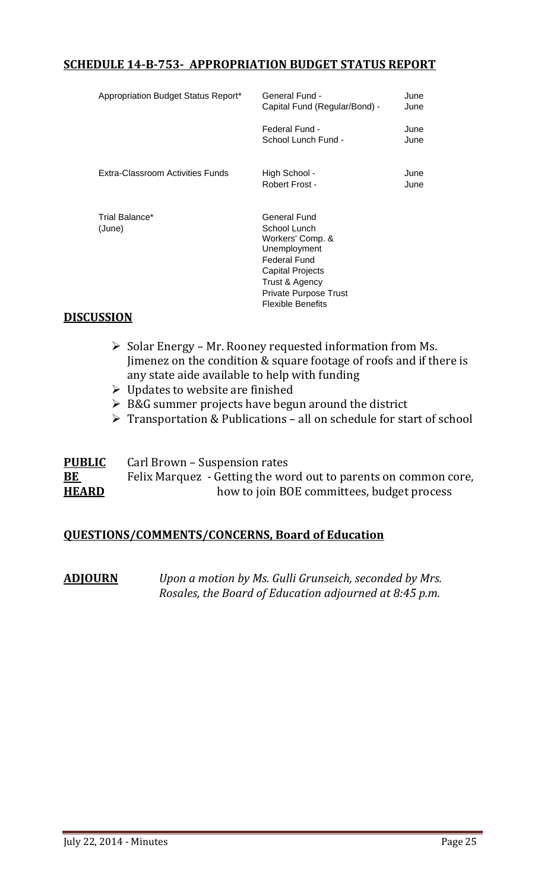## SCHEDULE 14-B-753- APPROPRIATION BUDGET STATUS REPORT

| | | |
|---|---|---|
| Appropriation Budget Status Report* | General Fund - | June |
| | Capital Fund (Regular/Bond) - | June |
| | Federal Fund - | June |
| | School Lunch Fund - | June |
| Extra-Classroom Activities Funds | High School - | June |
| | Robert Frost - | June |
| Trial Balance* (June) | General Fund | |
| | School Lunch | |
| | Workers' Comp. & Unemployment | |
| | Federal Fund | |
| | Capital Projects | |
| | Trust & Agency | |
| | Private Purpose Trust | |
| | Flexible Benefits | |

## DISCUSSION

- Solar Energy – Mr. Rooney requested information from Ms. Jimenez on the condition & square footage of roofs and if there is any state aide available to help with funding
- Updates to website are finished
- B&G summer projects have begun around the district
- Transportation & Publications – all on schedule for start of school

**PUBLIC BE HEARD**

Carl Brown – Suspension rates

Felix Marquez - Getting the word out to parents on common core, how to join BOE committees, budget process

## QUESTIONS/COMMENTS/CONCERNS, Board of Education

**ADJOURN** *Upon a motion by Ms. Gulli Grunseich, seconded by Mrs. Rosales, the Board of Education adjourned at 8:45 p.m.*